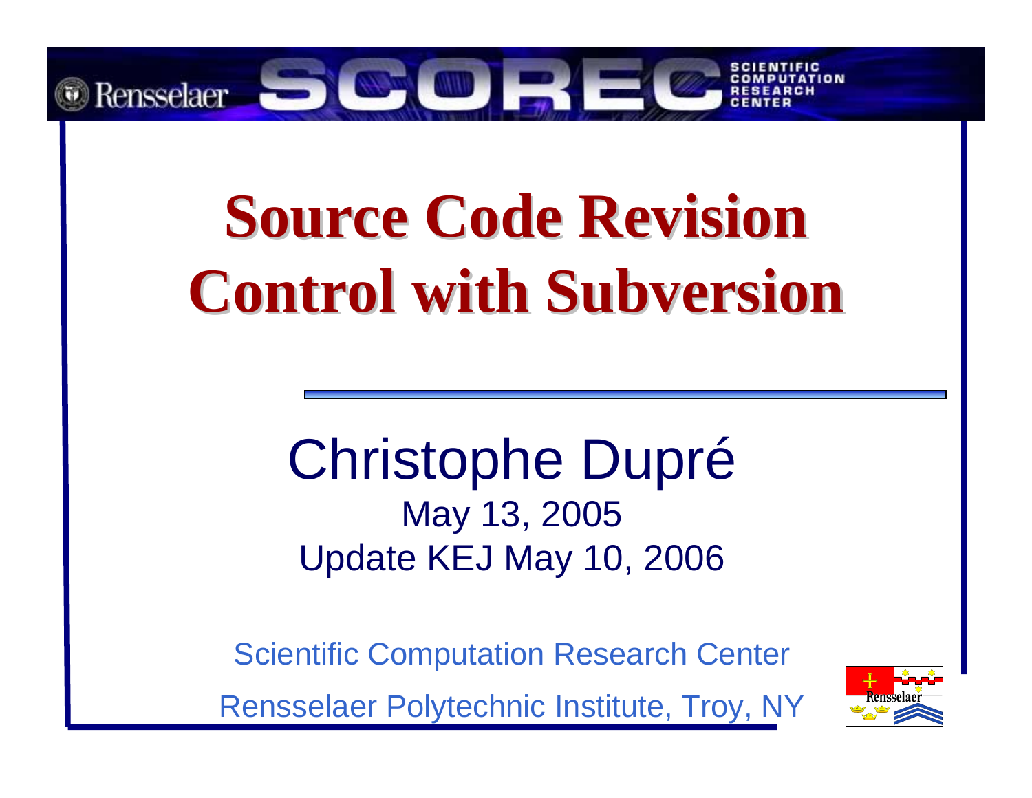# Source Code Revision Control with Subversion

Christophe Dupré

May 13, 2005

Update KEJ May 10, 2006

Scientific Computation Research Center

Rensselaer Polytechnic Institute, Troy, NY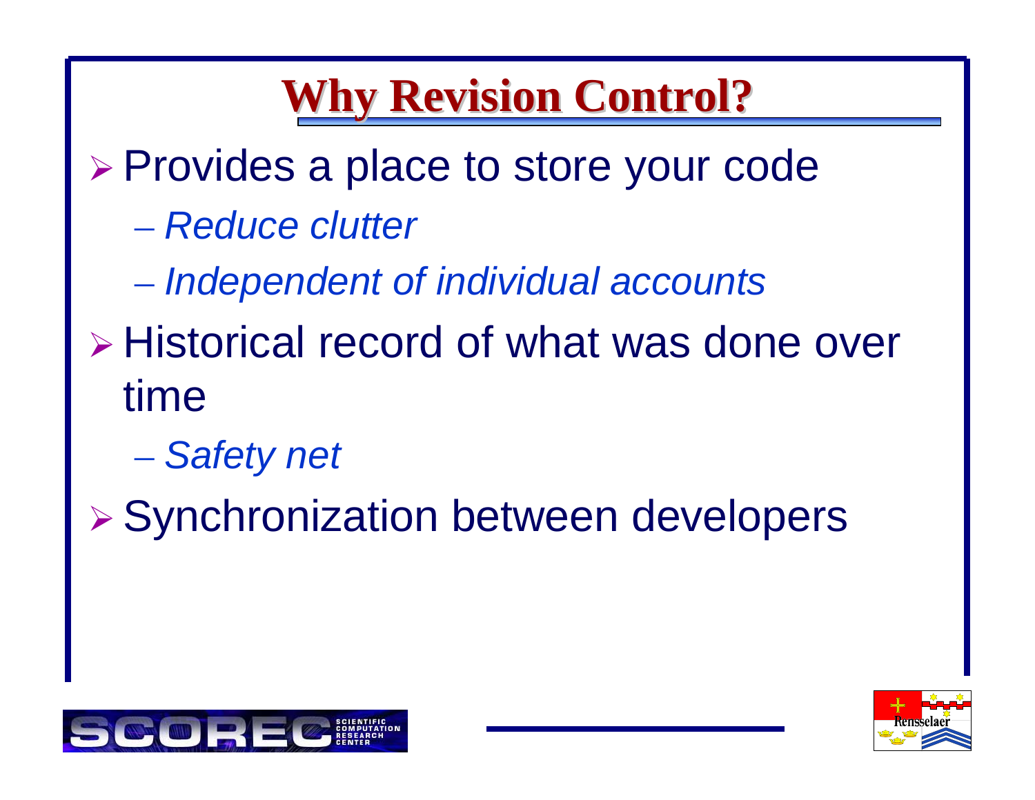# Why Revision Control?

- Provides a place to store your code
  - *Reduce clutter*
  - *Independent of individual accounts*
- Historical record of what was done over time
  - *Safety net*
- Synchronization between developers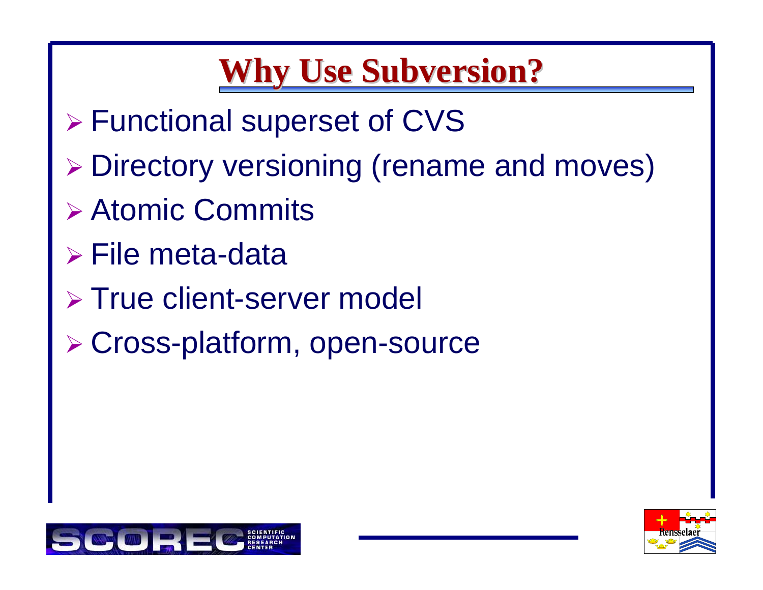# Why Use Subversion?

- Functional superset of CVS
- Directory versioning (rename and moves)
- Atomic Commits
- File meta-data
- True client-server model
- Cross-platform, open-source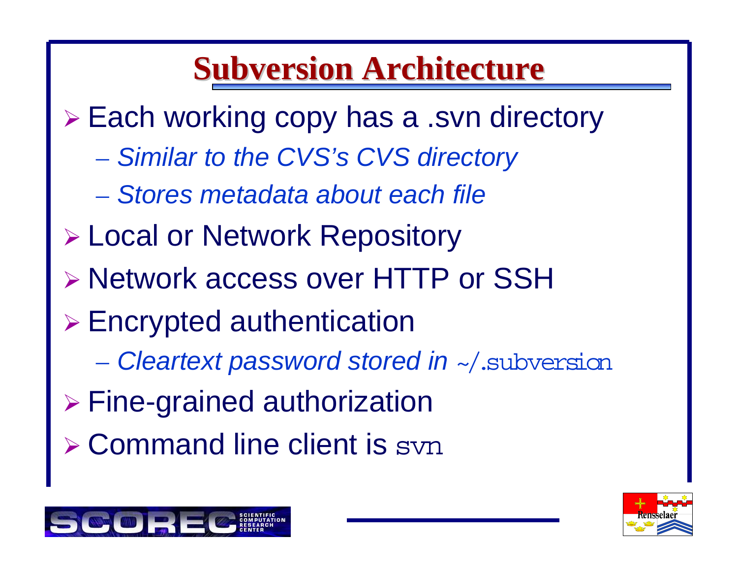# Subversion Architecture

- Each working copy has a .svn directory
  - *Similar to the CVS's CVS directory*
  - *Stores metadata about each file*
- Local or Network Repository
- Network access over HTTP or SSH
- Encrypted authentication
  - *Cleartext password stored in* `~/.subversion`
- Fine-grained authorization
- Command line client is `svn`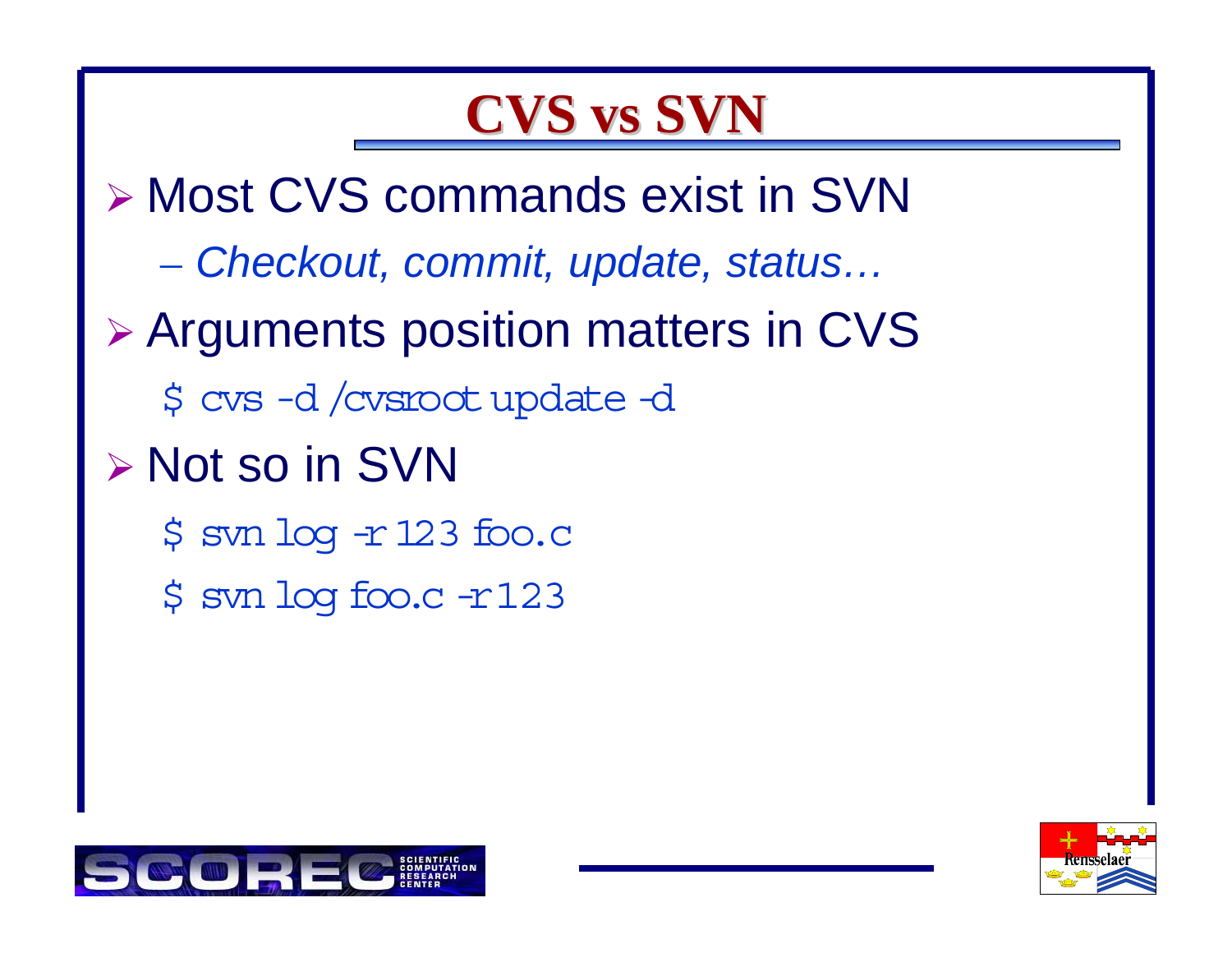# CVS vs SVN

- Most CVS commands exist in SVN
  - *Checkout, commit, update, status…*
- Arguments position matters in CVS

```
$ cvs -d /cvsroot update -d
```

- Not so in SVN

```
$ svn log -r 123 foo.c
$ svn log foo.c -r 123
```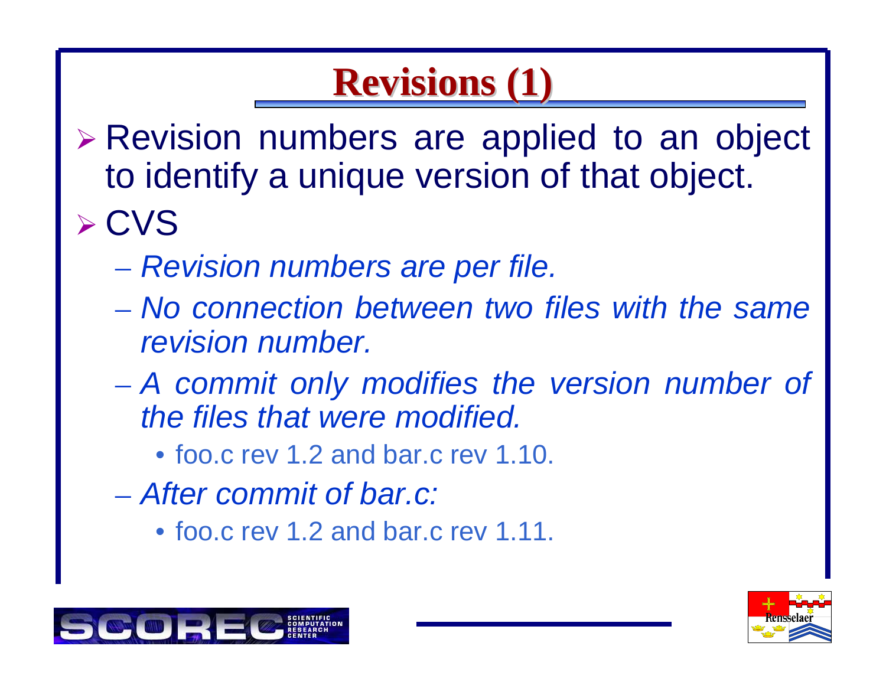# Revisions (1)

- Revision numbers are applied to an object to identify a unique version of that object.
- CVS
  - *Revision numbers are per file.*
  - *No connection between two files with the same revision number.*
  - *A commit only modifies the version number of the files that were modified.*
    - foo.c rev 1.2 and bar.c rev 1.10.
  - *After commit of bar.c:*
    - foo.c rev 1.2 and bar.c rev 1.11.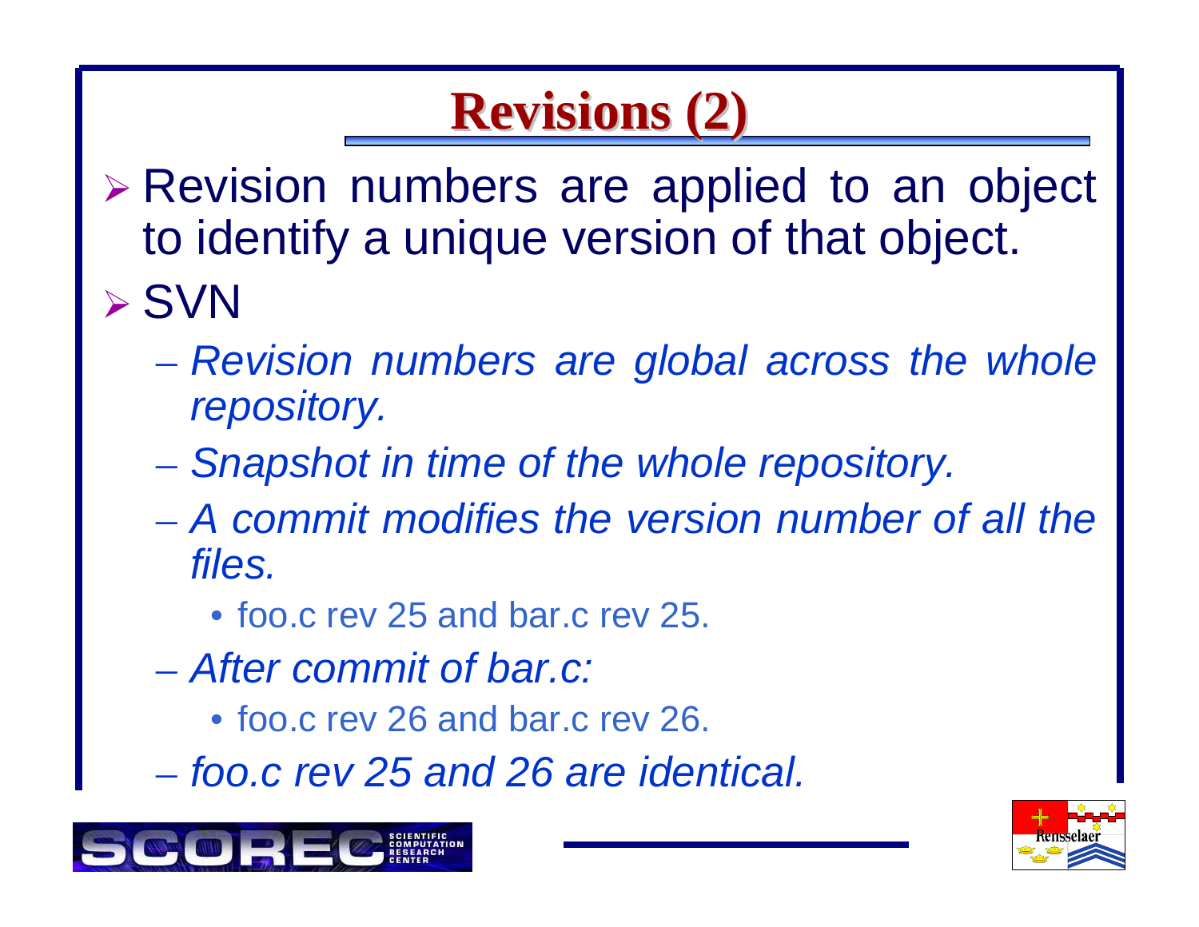# Revisions (2)

- Revision numbers are applied to an object to identify a unique version of that object.
- SVN
  - *Revision numbers are global across the whole repository.*
  - *Snapshot in time of the whole repository.*
  - *A commit modifies the version number of all the files.*
    - foo.c rev 25 and bar.c rev 25.
  - *After commit of bar.c:*
    - foo.c rev 26 and bar.c rev 26.
  - *foo.c rev 25 and 26 are identical.*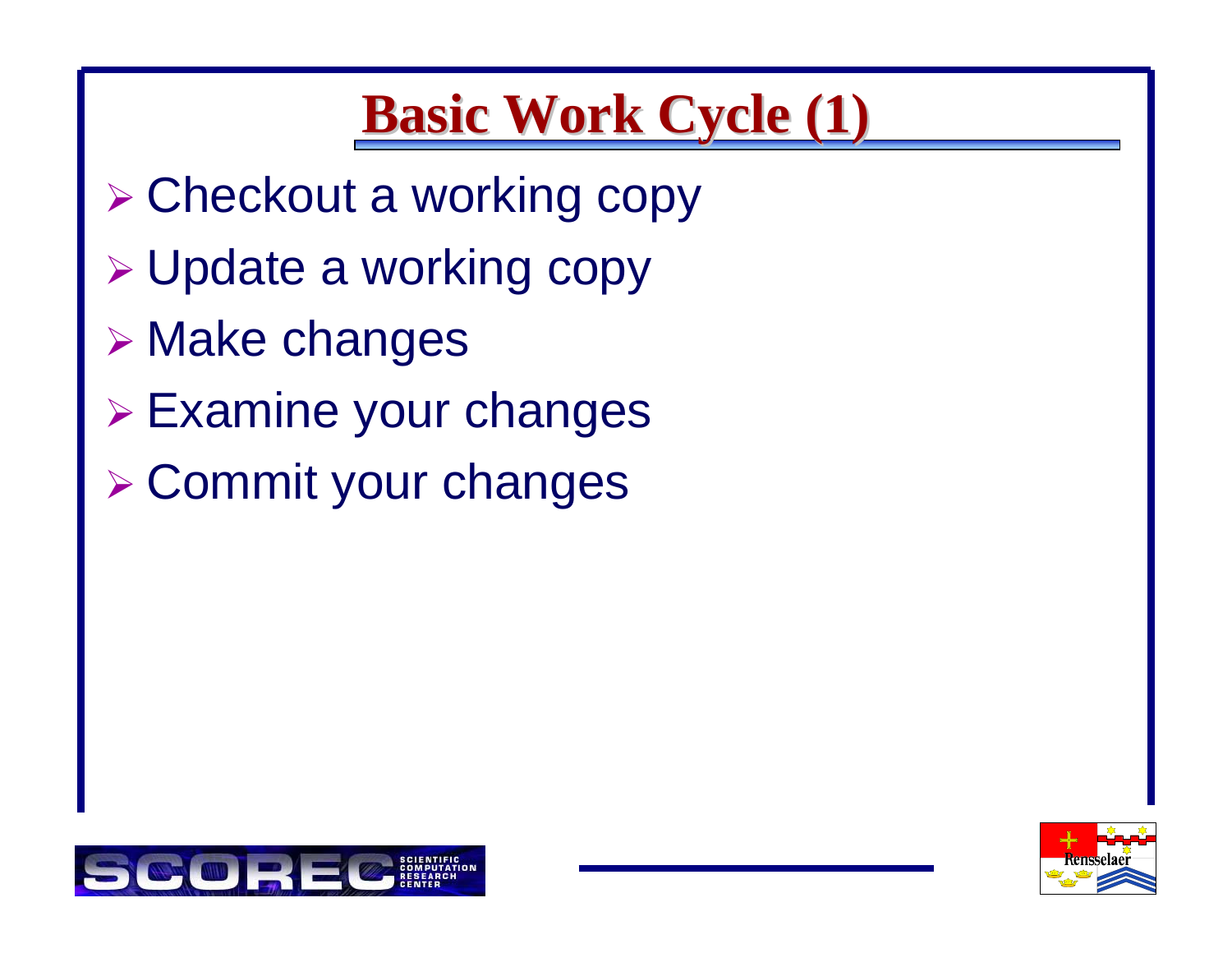# Basic Work Cycle (1)

- Checkout a working copy
- Update a working copy
- Make changes
- Examine your changes
- Commit your changes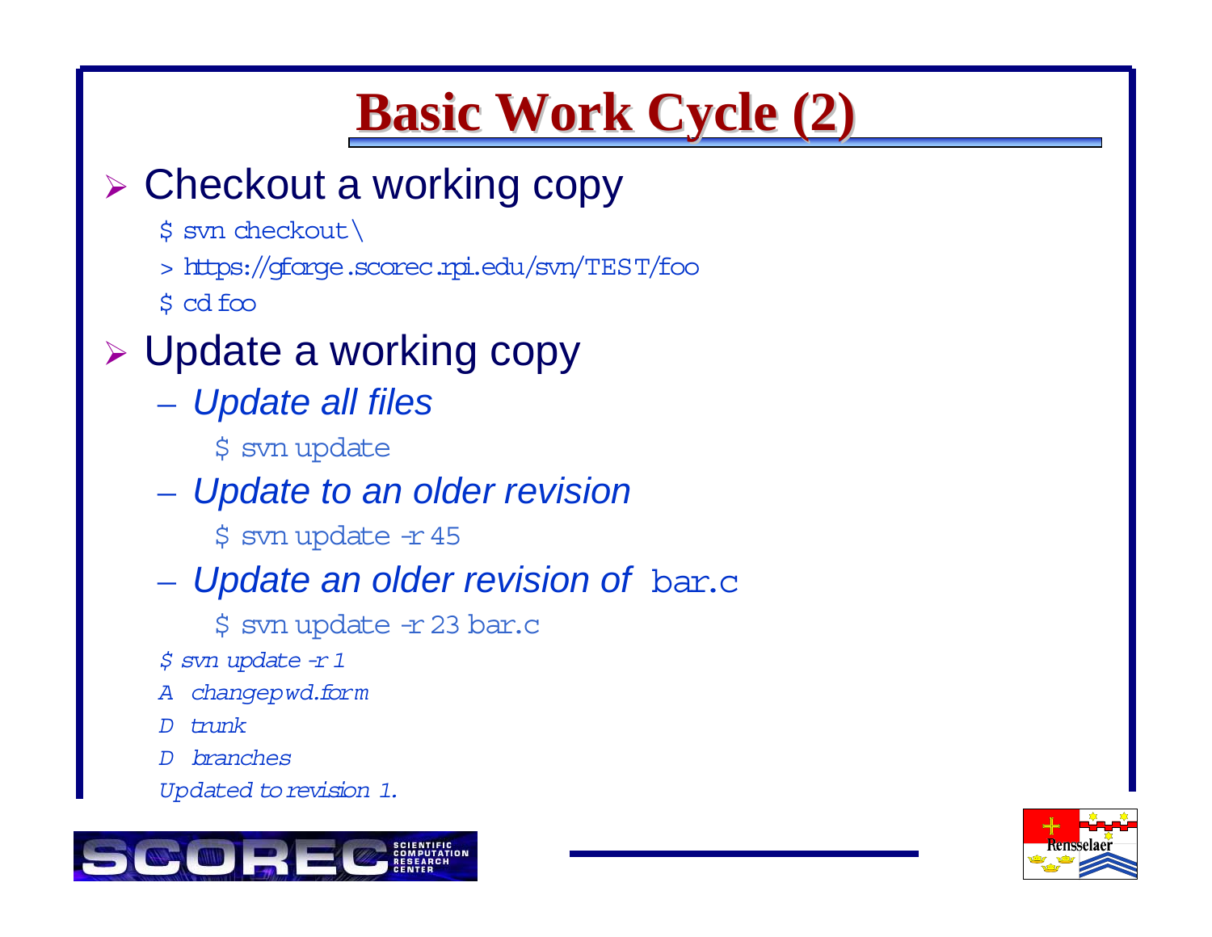# Basic Work Cycle (2)

- Checkout a working copy

```
$ svn checkout \
> https://gforge.scorec.rpi.edu/svn/TEST/foo
$ cd foo
```

- Update a working copy
  - *Update all files*

    ```
    $ svn update
    ```

  - *Update to an older revision*

    ```
    $ svn update -r 45
    ```

  - *Update an older revision of* `bar.c`

    ```
    $ svn update -r 23 bar.c
    ```

```
$ svn update -r 1
A  changepwd.form
D  trunk
D  branches
Updated to revision 1.
```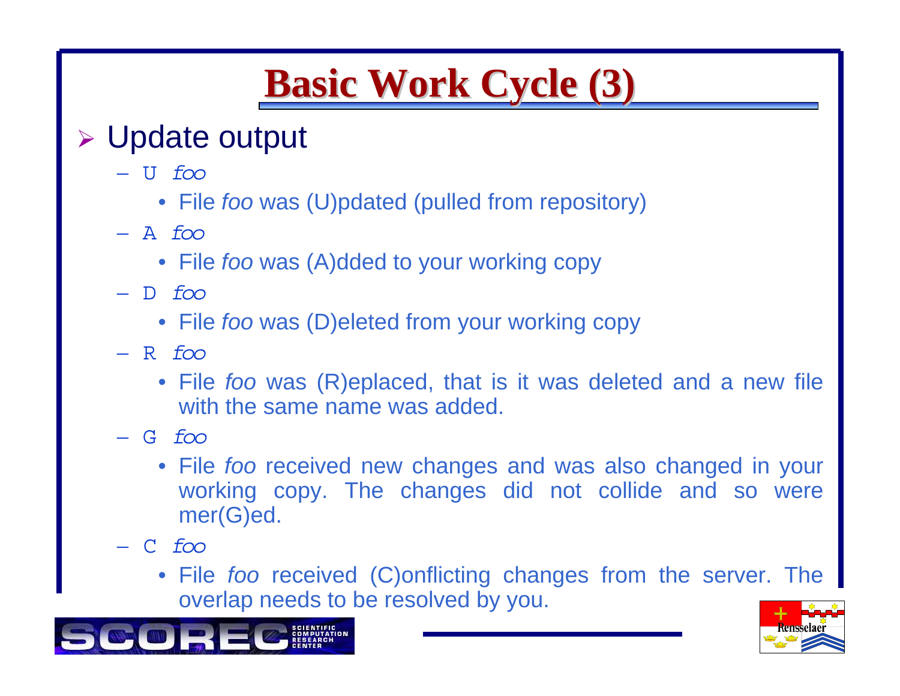# Basic Work Cycle (3)

- Update output
  - `U` *foo*
    - File *foo* was (U)pdated (pulled from repository)
  - `A` *foo*
    - File *foo* was (A)dded to your working copy
  - `D` *foo*
    - File *foo* was (D)eleted from your working copy
  - `R` *foo*
    - File *foo* was (R)eplaced, that is it was deleted and a new file with the same name was added.
  - `G` *foo*
    - File *foo* received new changes and was also changed in your working copy. The changes did not collide and so were mer(G)ed.
  - `C` *foo*
    - File *foo* received (C)onflicting changes from the server. The overlap needs to be resolved by you.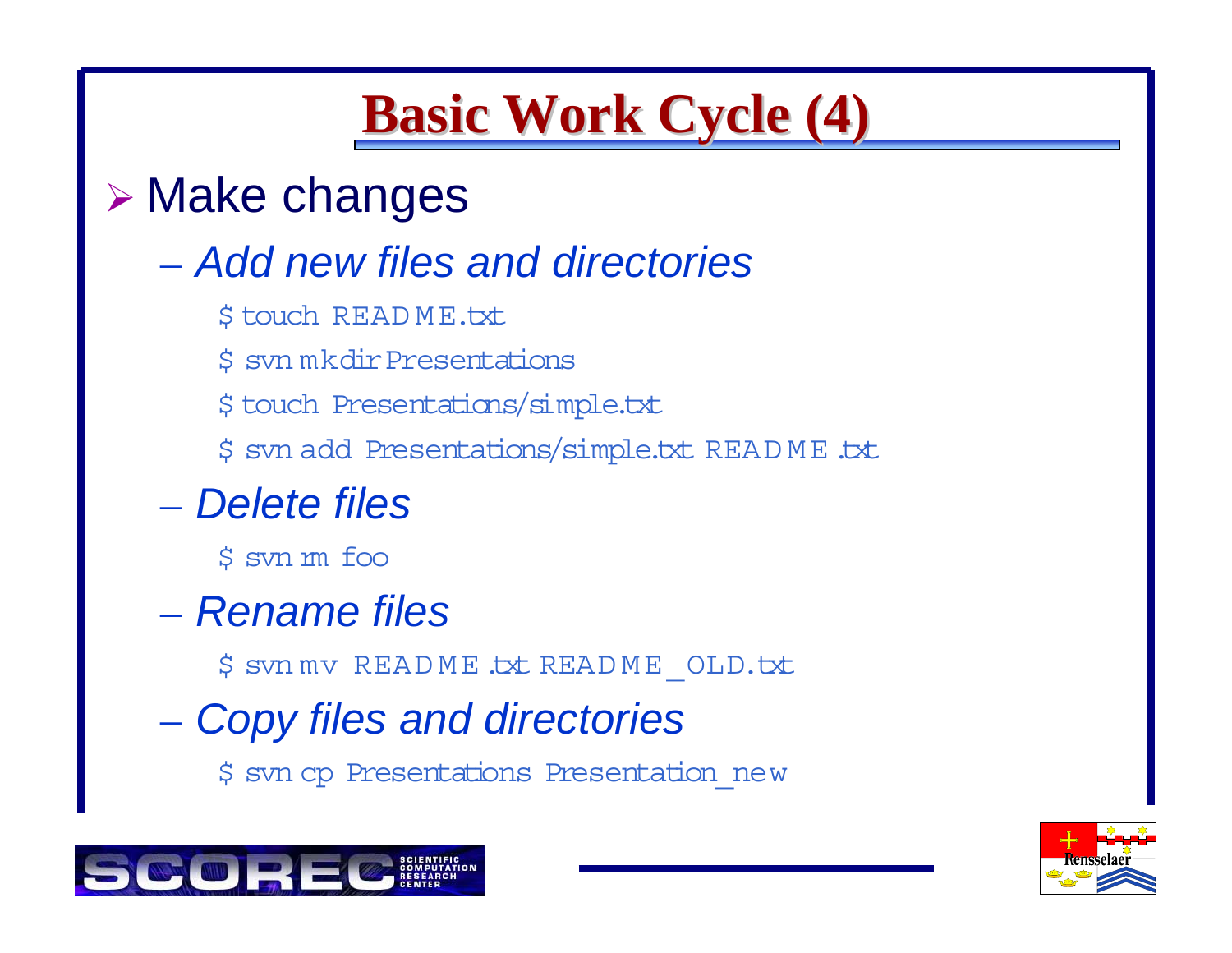# Basic Work Cycle (4)

- Make changes
  - *Add new files and directories*

    ```
    $ touch README.txt
    $ svn mkdir Presentations
    $ touch Presentations/simple.txt
    $ svn add Presentations/simple.txt README.txt
    ```

  - *Delete files*

    ```
    $ svn rm foo
    ```

  - *Rename files*

    ```
    $ svn mv README.txt README_OLD.txt
    ```

  - *Copy files and directories*

    ```
    $ svn cp Presentations Presentation_new
    ```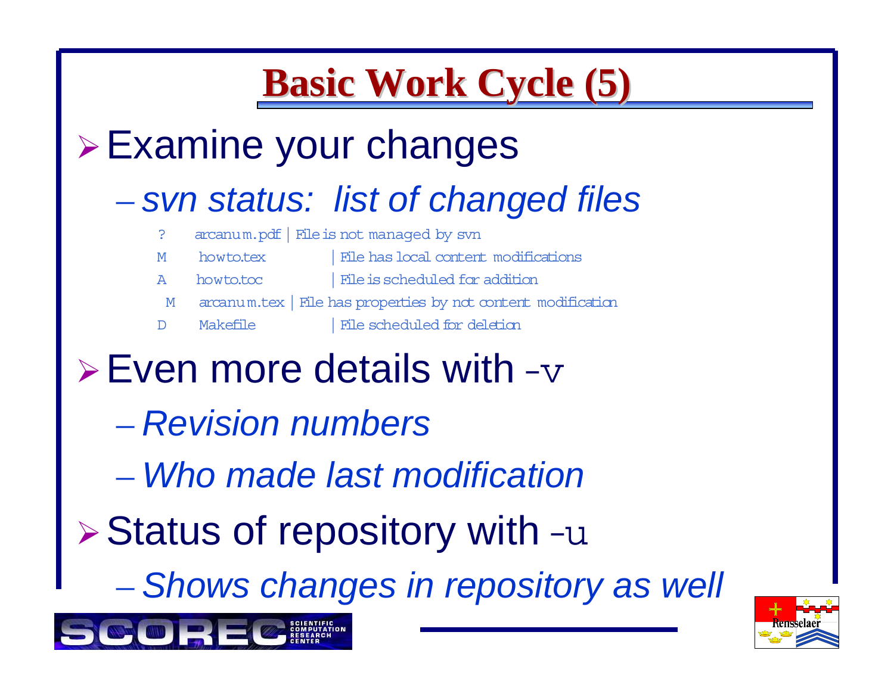# Basic Work Cycle (5)

- Examine your changes
  - *svn status: list of changed files*

```
?    arcanum.pdf | File is not managed by svn
M    howto.tex       | File has local content modifications
A    howto.toc       | File is scheduled for addition
 M   arcanum.tex | File has properties by not content modification
D    Makefile        | File scheduled for deletion
```

- Even more details with `-v`
  - *Revision numbers*
  - *Who made last modification*
- Status of repository with `-u`
  - *Shows changes in repository as well*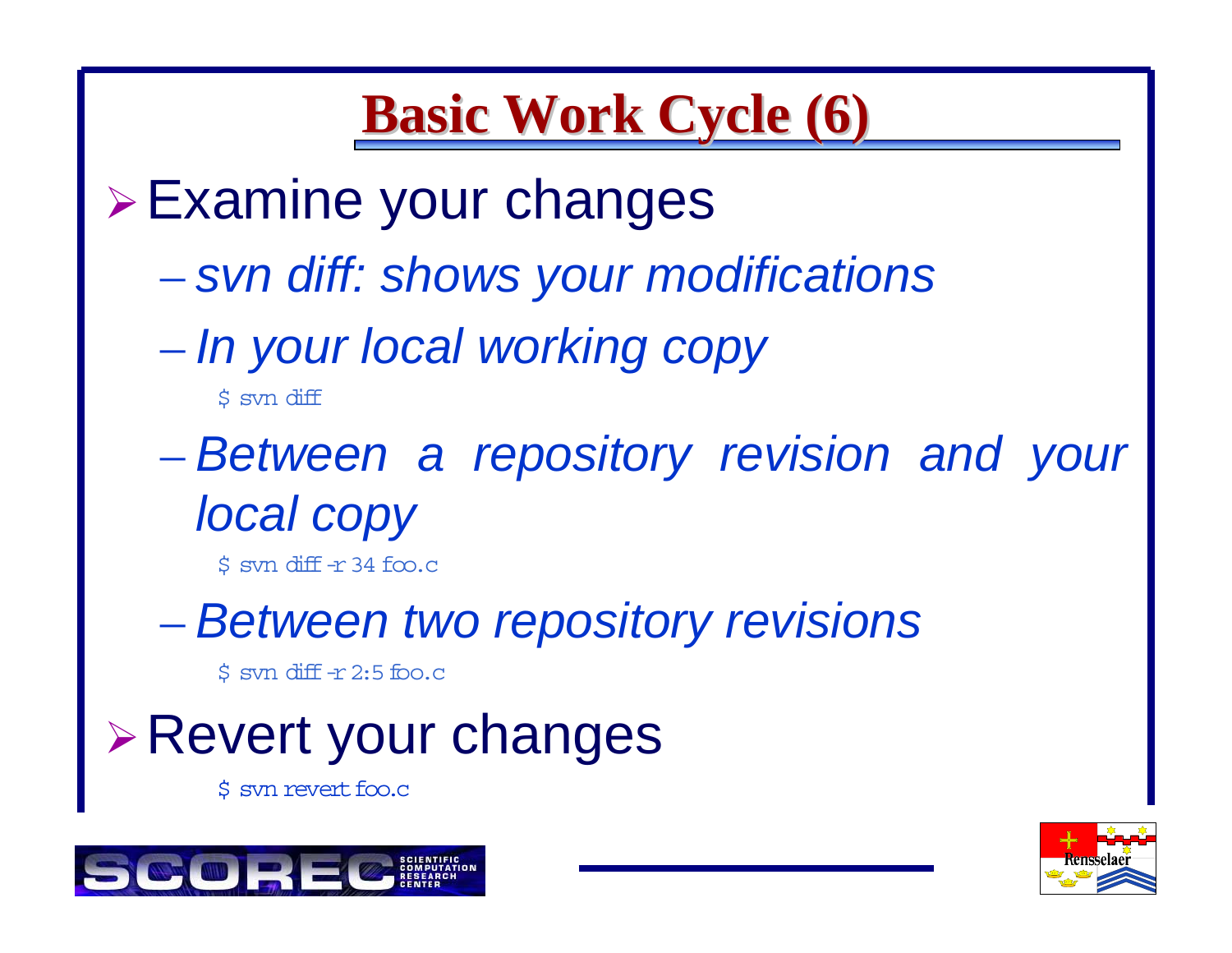# Basic Work Cycle (6)

- Examine your changes
  - *svn diff: shows your modifications*
  - *In your local working copy*

    ```
    $ svn diff
    ```

  - *Between a repository revision and your local copy*

    ```
    $ svn diff -r 34 foo.c
    ```

  - *Between two repository revisions*

    ```
    $ svn diff -r 2:5 foo.c
    ```

- Revert your changes

  ```
  $ svn revert foo.c
  ```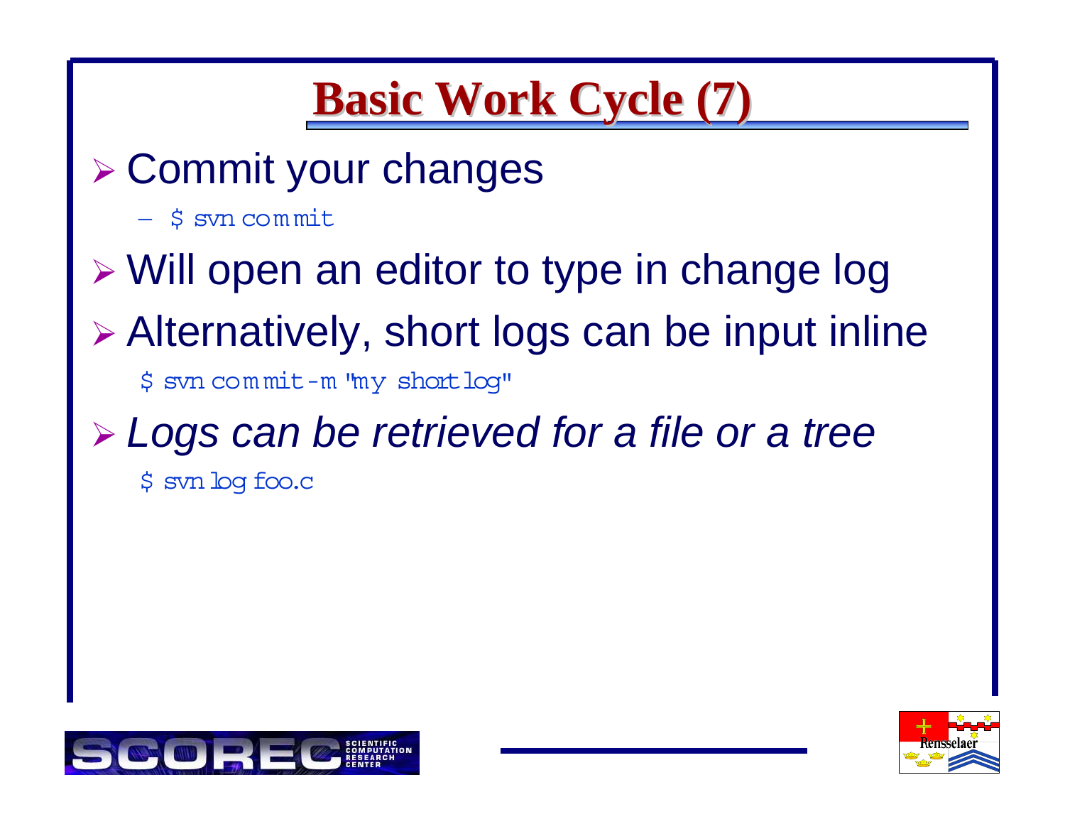# Basic Work Cycle (7)

- Commit your changes
  - `$ svn commit`
- Will open an editor to type in change log
- Alternatively, short logs can be input inline

```
$ svn commit -m "my short log"
```

- *Logs can be retrieved for a file or a tree*

```
$ svn log foo.c
```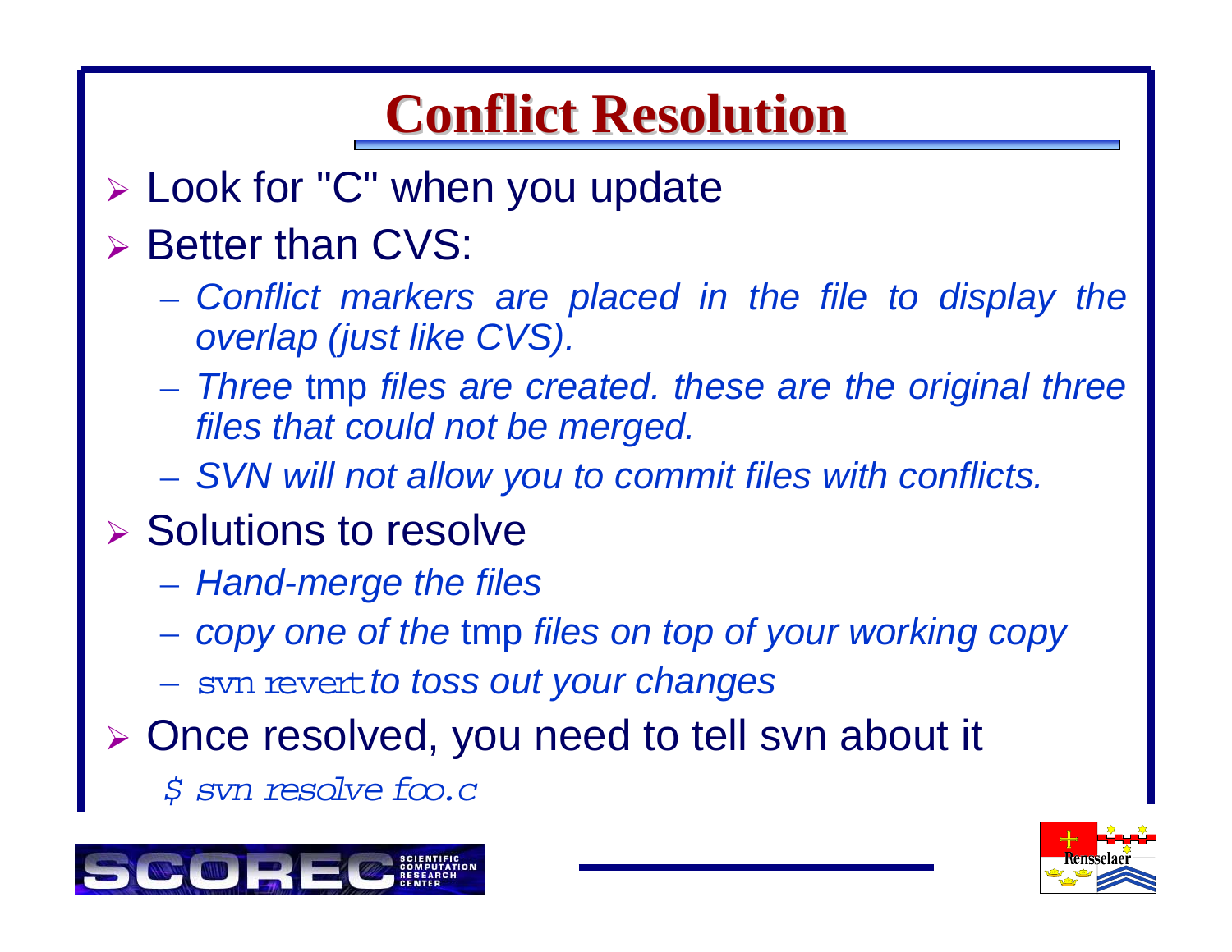# Conflict Resolution

- Look for "C" when you update
- Better than CVS:
  - *Conflict markers are placed in the file to display the overlap (just like CVS).*
  - *Three* tmp *files are created. these are the original three files that could not be merged.*
  - *SVN will not allow you to commit files with conflicts.*
- Solutions to resolve
  - *Hand-merge the files*
  - *copy one of the* tmp *files on top of your working copy*
  - `svn revert` *to toss out your changes*
- Once resolved, you need to tell svn about it

```
$ svn resolve foo.c
```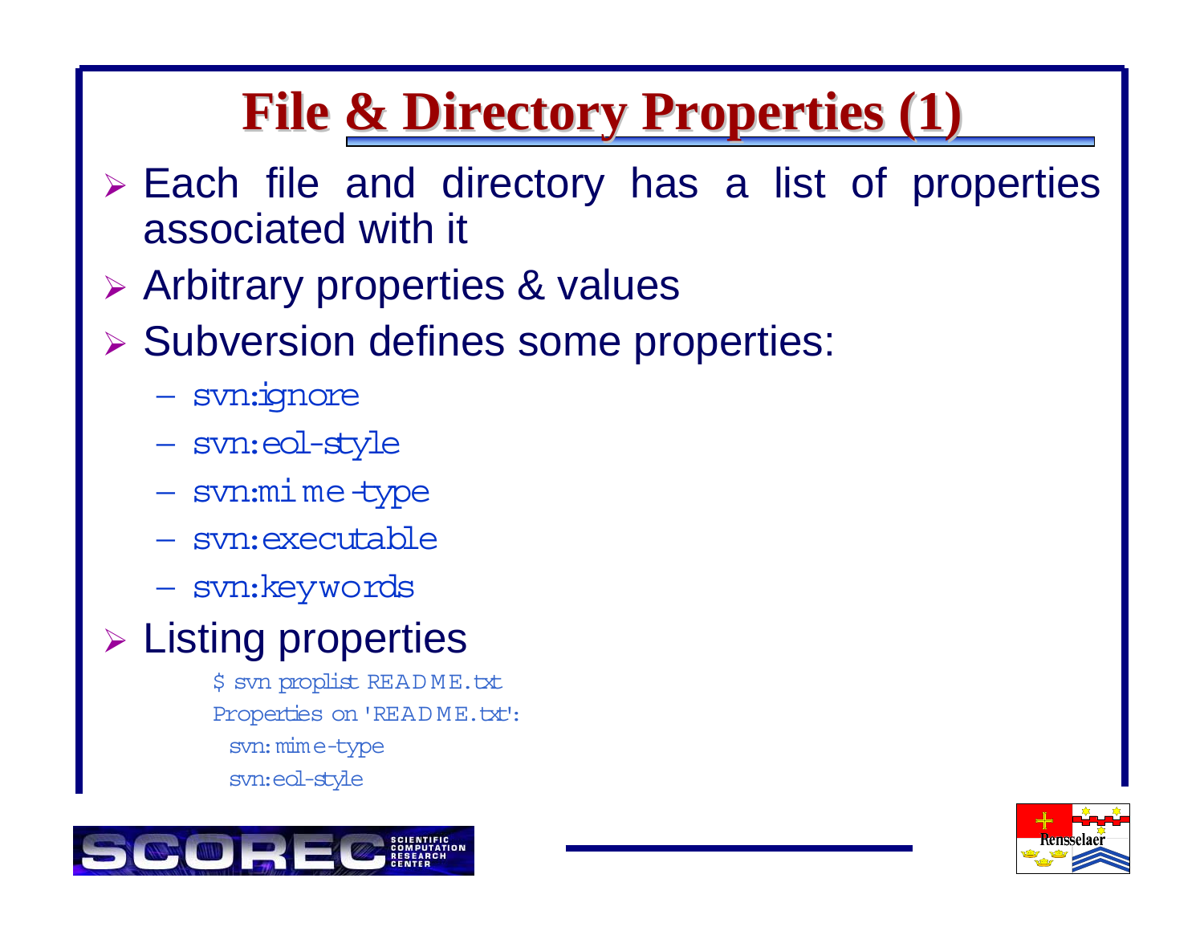# File & Directory Properties (1)

- Each file and directory has a list of properties associated with it
- Arbitrary properties & values
- Subversion defines some properties:
  - svn:ignore
  - svn:eol-style
  - svn:mime-type
  - svn:executable
  - svn:keywords
- Listing properties

```
$ svn proplist README.txt
Properties on 'README.txt':
  svn:mime-type
  svn:eol-style
```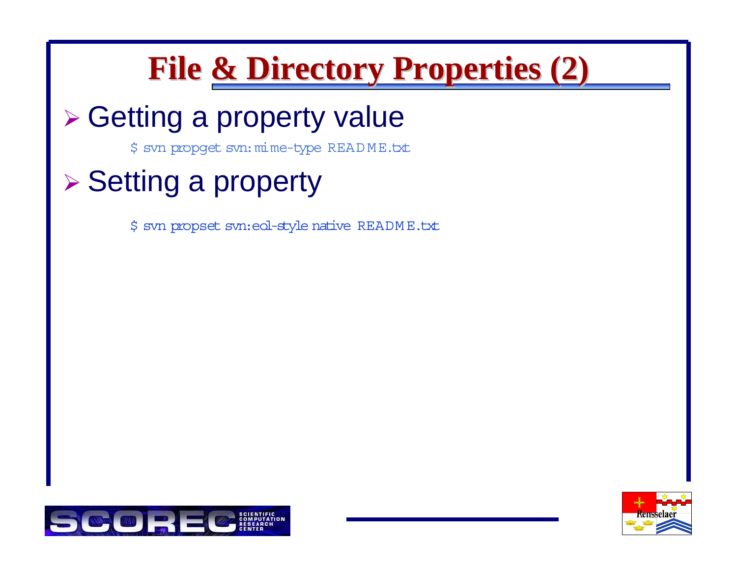# File & Directory Properties (2)

- Getting a property value

```
$ svn propget svn:mime-type README.txt
```

- Setting a property

```
$ svn propset svn:eol-style native README.txt
```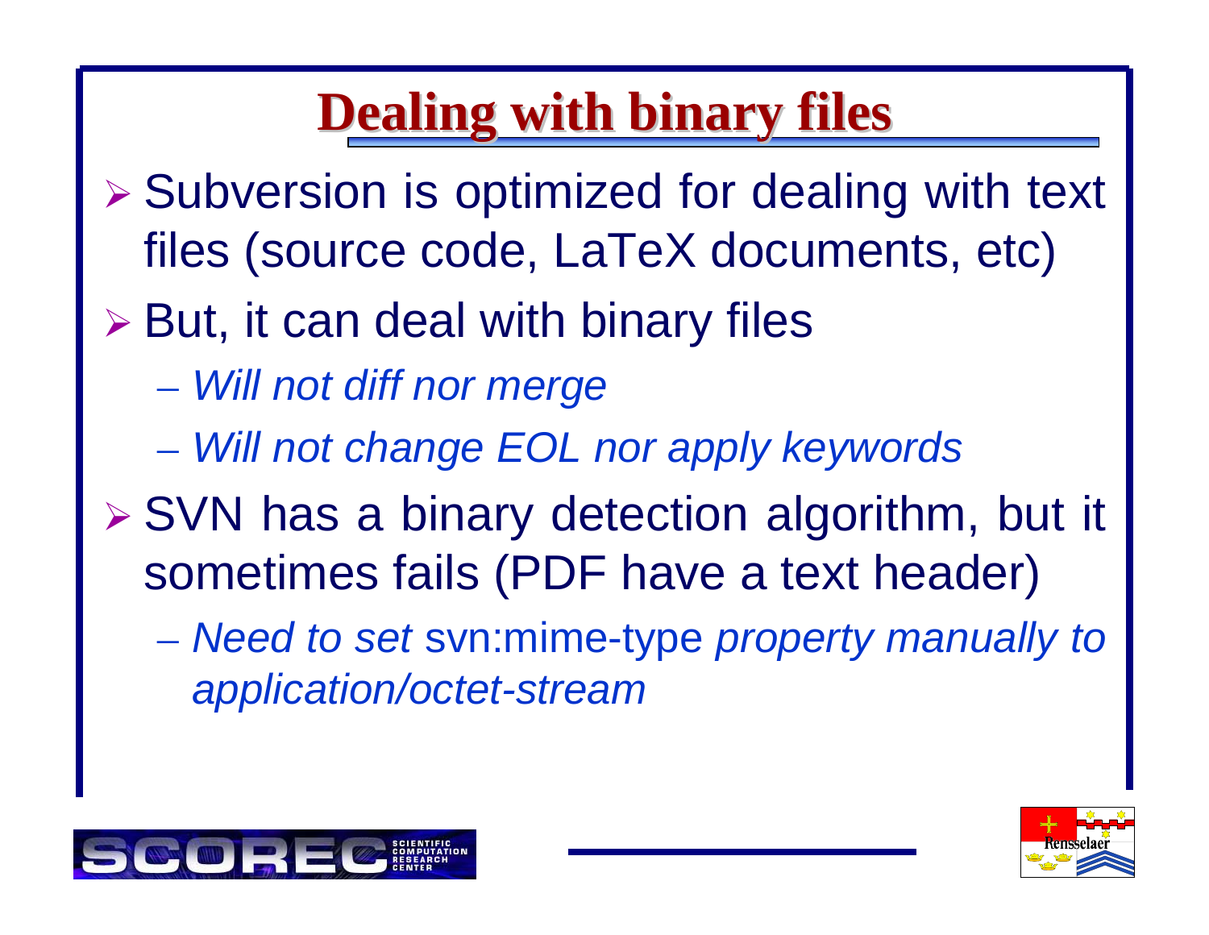# Dealing with binary files

- Subversion is optimized for dealing with text files (source code, LaTeX documents, etc)
- But, it can deal with binary files
  - *Will not diff nor merge*
  - *Will not change EOL nor apply keywords*
- SVN has a binary detection algorithm, but it sometimes fails (PDF have a text header)
  - *Need to set* svn:mime-type *property manually to application/octet-stream*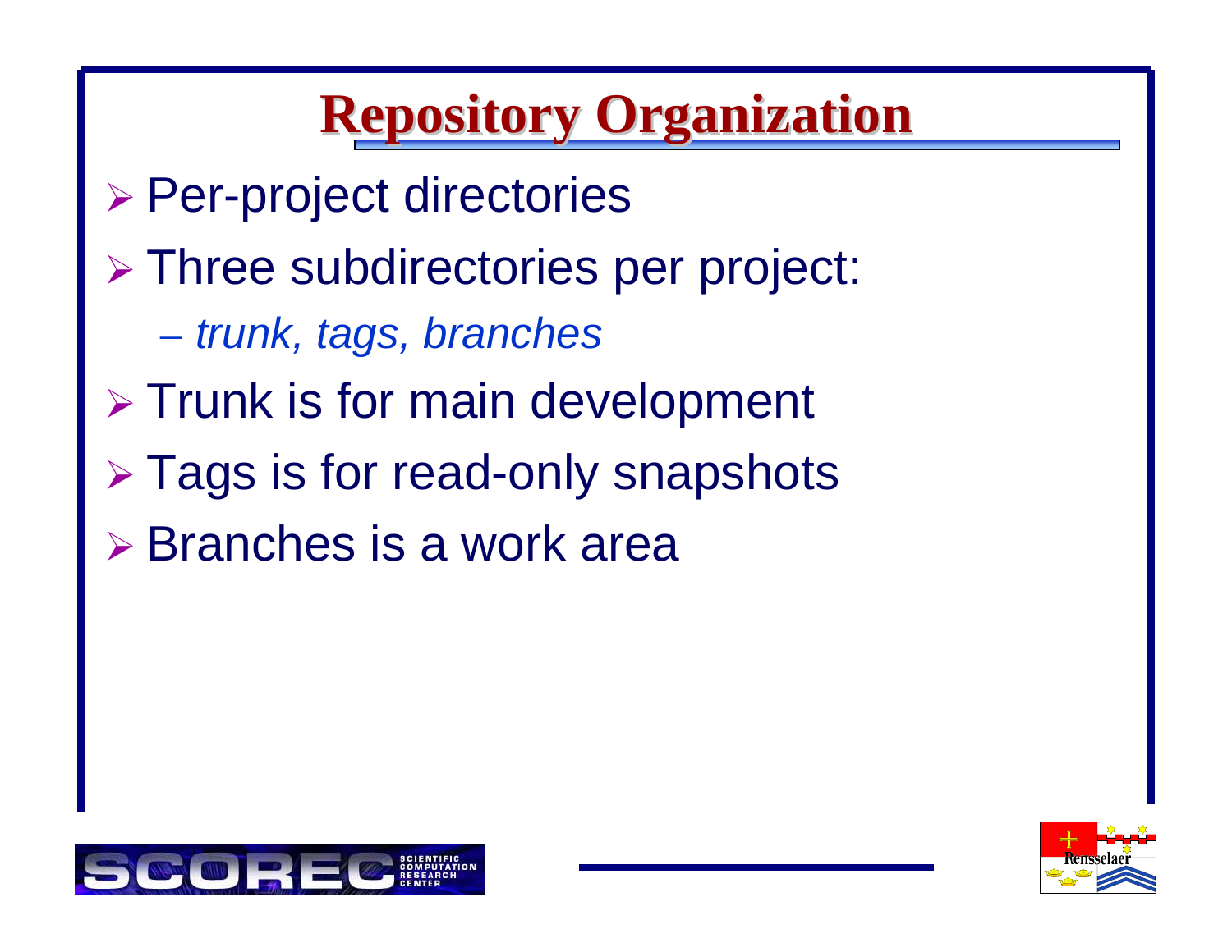# Repository Organization

- Per-project directories
- Three subdirectories per project:
  - *trunk, tags, branches*
- Trunk is for main development
- Tags is for read-only snapshots
- Branches is a work area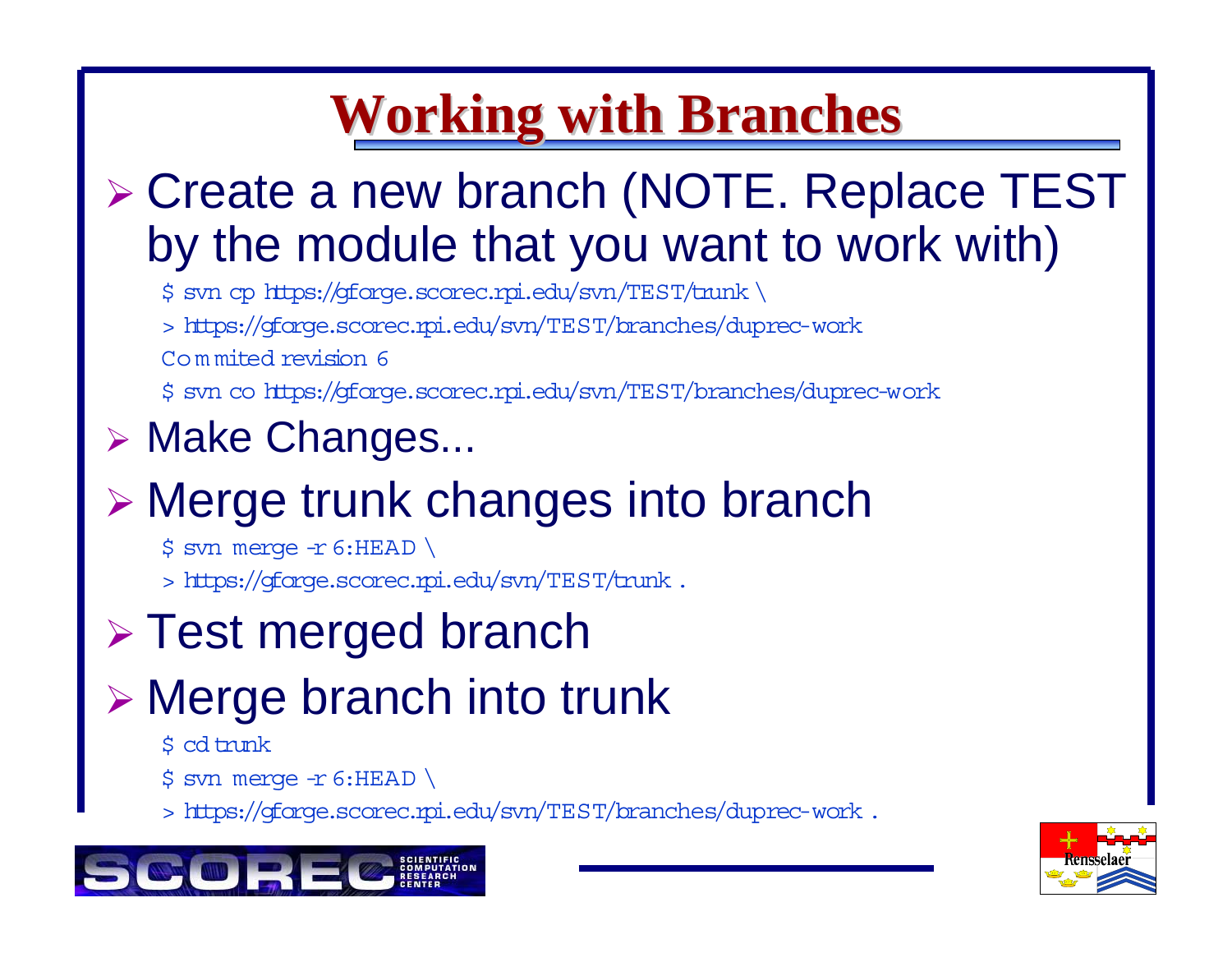# Working with Branches

- Create a new branch (NOTE. Replace TEST by the module that you want to work with)

```
$ svn cp https://gforge.scorec.rpi.edu/svn/TEST/trunk \
> https://gforge.scorec.rpi.edu/svn/TEST/branches/duprec-work
Commited revision 6
$ svn co https://gforge.scorec.rpi.edu/svn/TEST/branches/duprec-work
```

- Make Changes...
- Merge trunk changes into branch

```
$ svn merge -r 6:HEAD \
> https://gforge.scorec.rpi.edu/svn/TEST/trunk .
```

- Test merged branch
- Merge branch into trunk

```
$ cd trunk
$ svn merge -r 6:HEAD \
> https://gforge.scorec.rpi.edu/svn/TEST/branches/duprec-work .
```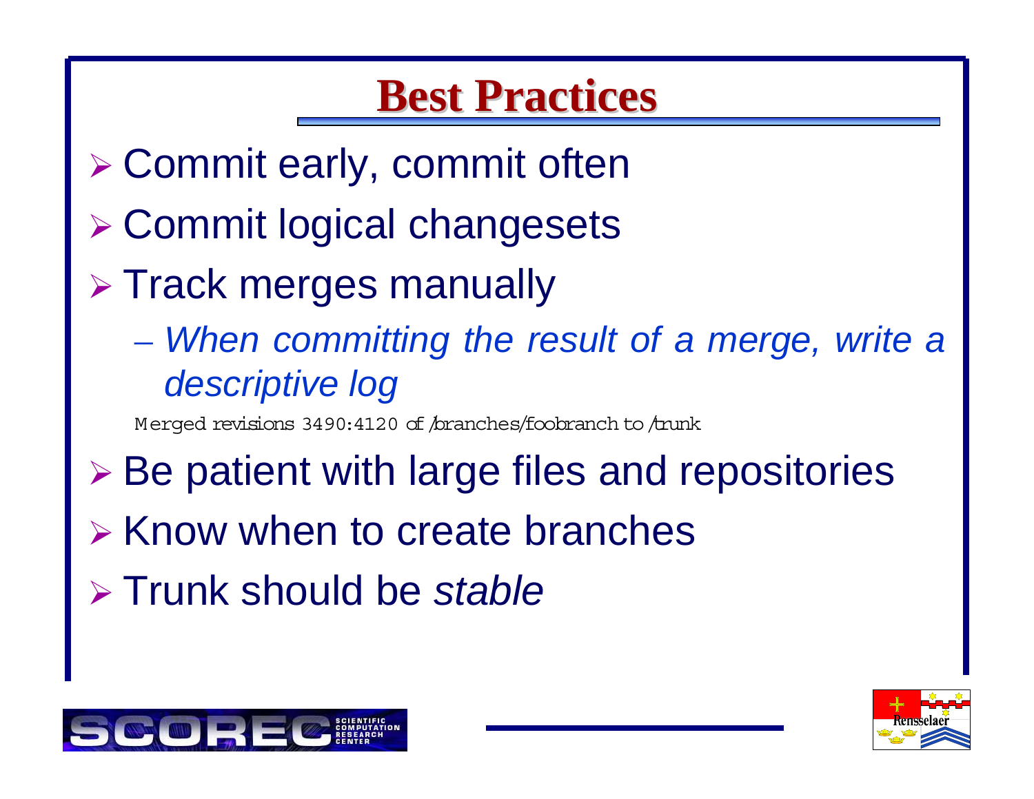# Best Practices

- Commit early, commit often
- Commit logical changesets
- Track merges manually
  - *When committing the result of a merge, write a descriptive log*

```
Merged revisions 3490:4120 of /branches/foobranch to /trunk
```

- Be patient with large files and repositories
- Know when to create branches
- Trunk should be *stable*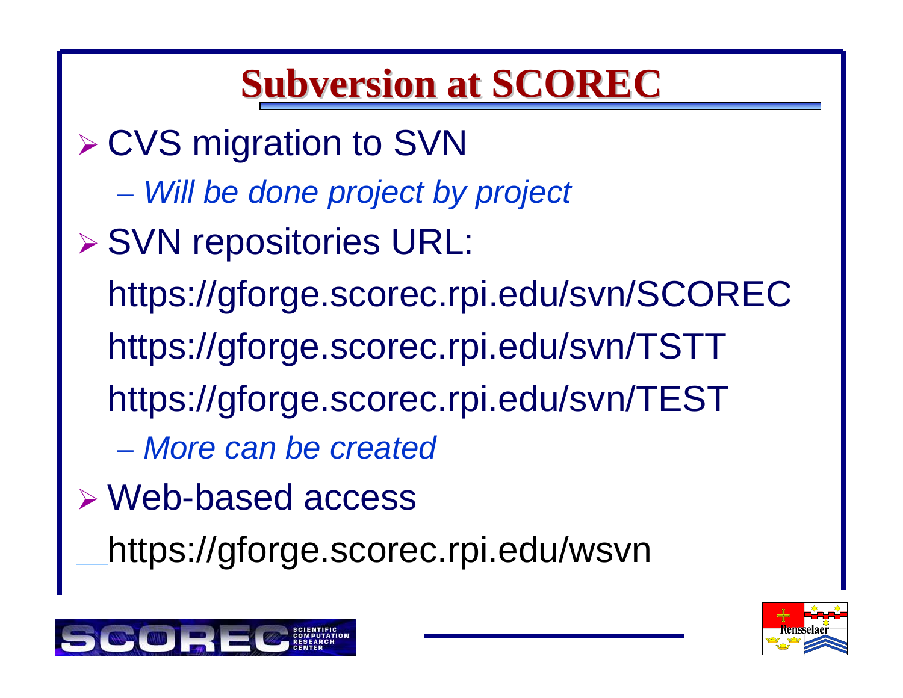# Subversion at SCOREC

- CVS migration to SVN
  - *Will be done project by project*
- SVN repositories URL:

  https://gforge.scorec.rpi.edu/svn/SCOREC

  https://gforge.scorec.rpi.edu/svn/TSTT

  https://gforge.scorec.rpi.edu/svn/TEST

  - *More can be created*
- Web-based access

  https://gforge.scorec.rpi.edu/wsvn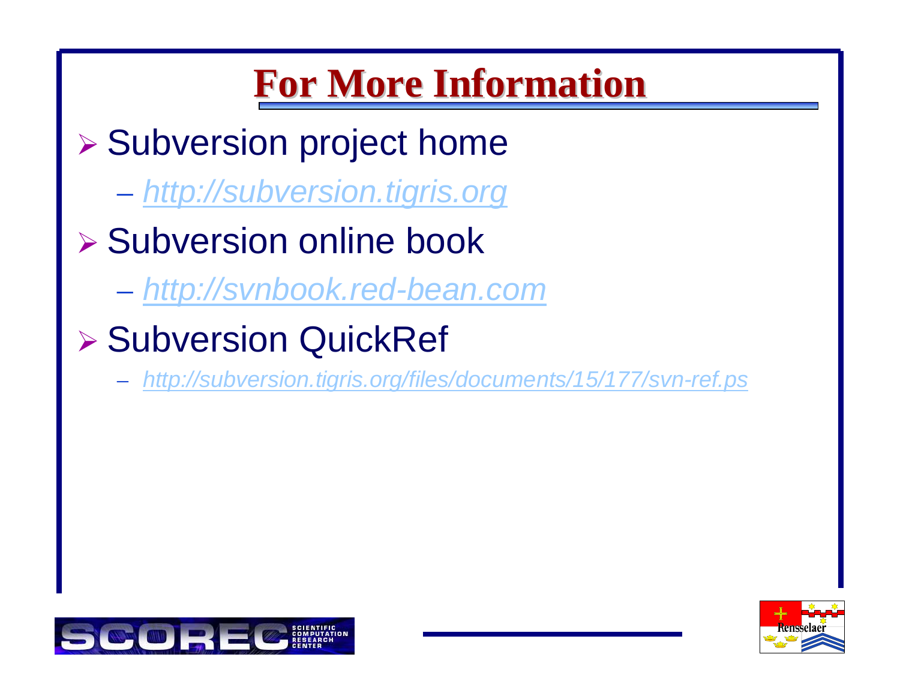# For More Information

- Subversion project home
  - *http://subversion.tigris.org*
- Subversion online book
  - *http://svnbook.red-bean.com*
- Subversion QuickRef
  - *http://subversion.tigris.org/files/documents/15/177/svn-ref.ps*